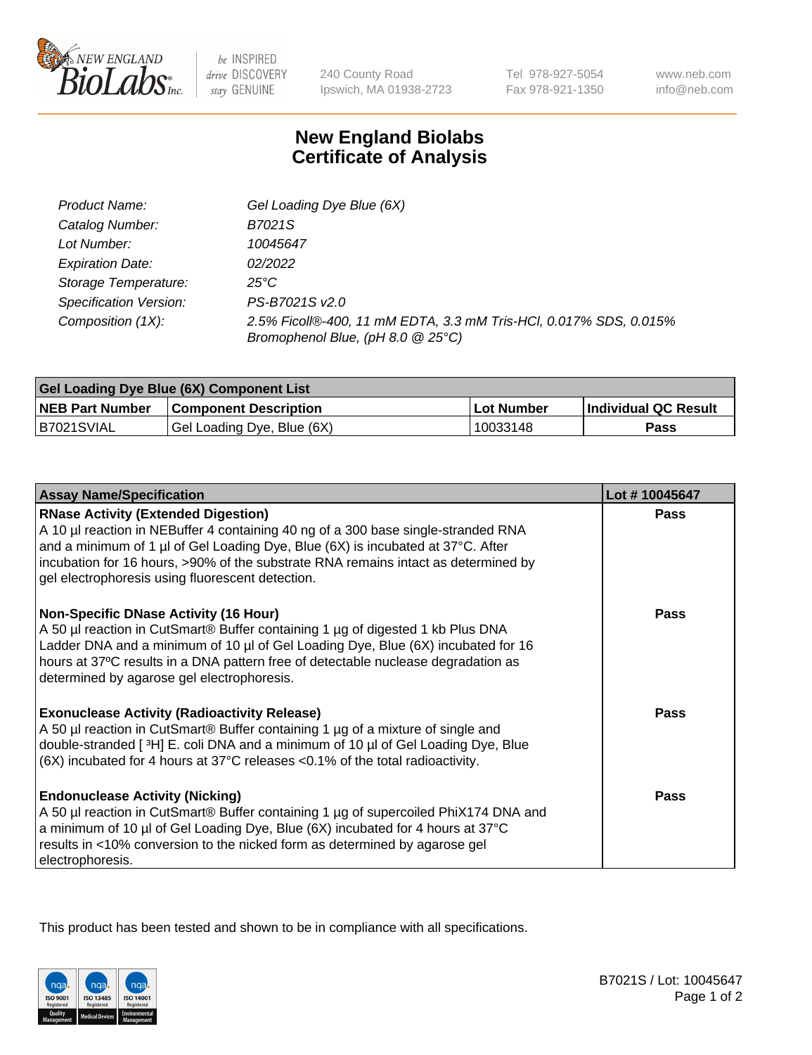# New England Biolabs Certificate of Analysis

| | |
|---|---|
| *Product Name:* | *Gel Loading Dye Blue (6X)* |
| *Catalog Number:* | *B7021S* |
| *Lot Number:* | *10045647* |
| *Expiration Date:* | *02/2022* |
| *Storage Temperature:* | *25°C* |
| *Specification Version:* | *PS-B7021S v2.0* |
| *Composition (1X):* | *2.5% Ficoll®-400, 11 mM EDTA, 3.3 mM Tris-HCl, 0.017% SDS, 0.015% Bromophenol Blue, (pH 8.0 @ 25°C)* |

| Gel Loading Dye Blue (6X) Component List | | | |
|---|---|---|---|
| **NEB Part Number** | **Component Description** | **Lot Number** | **Individual QC Result** |
| B7021SVIAL | Gel Loading Dye, Blue (6X) | 10033148 | **Pass** |

| Assay Name/Specification | Lot # 10045647 |
|---|---|
| **RNase Activity (Extended Digestion)** A 10 µl reaction in NEBuffer 4 containing 40 ng of a 300 base single-stranded RNA and a minimum of 1 µl of Gel Loading Dye, Blue (6X) is incubated at 37°C. After incubation for 16 hours, >90% of the substrate RNA remains intact as determined by gel electrophoresis using fluorescent detection. | **Pass** |
| **Non-Specific DNase Activity (16 Hour)** A 50 µl reaction in CutSmart® Buffer containing 1 µg of digested 1 kb Plus DNA Ladder DNA and a minimum of 10 µl of Gel Loading Dye, Blue (6X) incubated for 16 hours at 37ºC results in a DNA pattern free of detectable nuclease degradation as determined by agarose gel electrophoresis. | **Pass** |
| **Exonuclease Activity (Radioactivity Release)** A 50 µl reaction in CutSmart® Buffer containing 1 µg of a mixture of single and double-stranded [ $^3$H] E. coli DNA and a minimum of 10 µl of Gel Loading Dye, Blue (6X) incubated for 4 hours at 37°C releases <0.1% of the total radioactivity. | **Pass** |
| **Endonuclease Activity (Nicking)** A 50 µl reaction in CutSmart® Buffer containing 1 µg of supercoiled PhiX174 DNA and a minimum of 10 µl of Gel Loading Dye, Blue (6X) incubated for 4 hours at 37°C results in <10% conversion to the nicked form as determined by agarose gel electrophoresis. | **Pass** |

This product has been tested and shown to be in compliance with all specifications.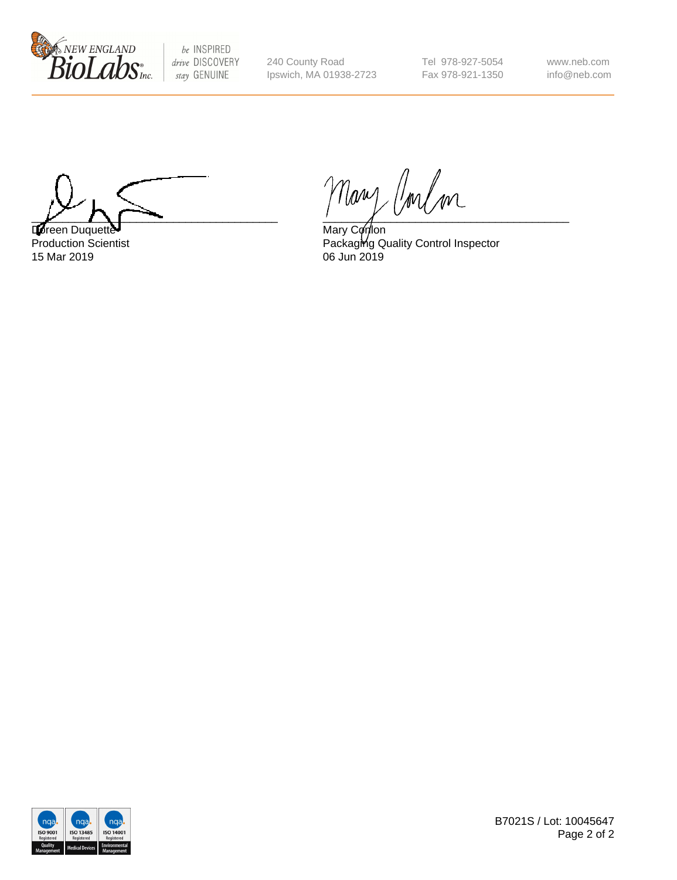Doreen Duquette
Production Scientist
15 Mar 2019

Mary Conlon
Packaging Quality Control Inspector
06 Jun 2019

B7021S / Lot: 10045647